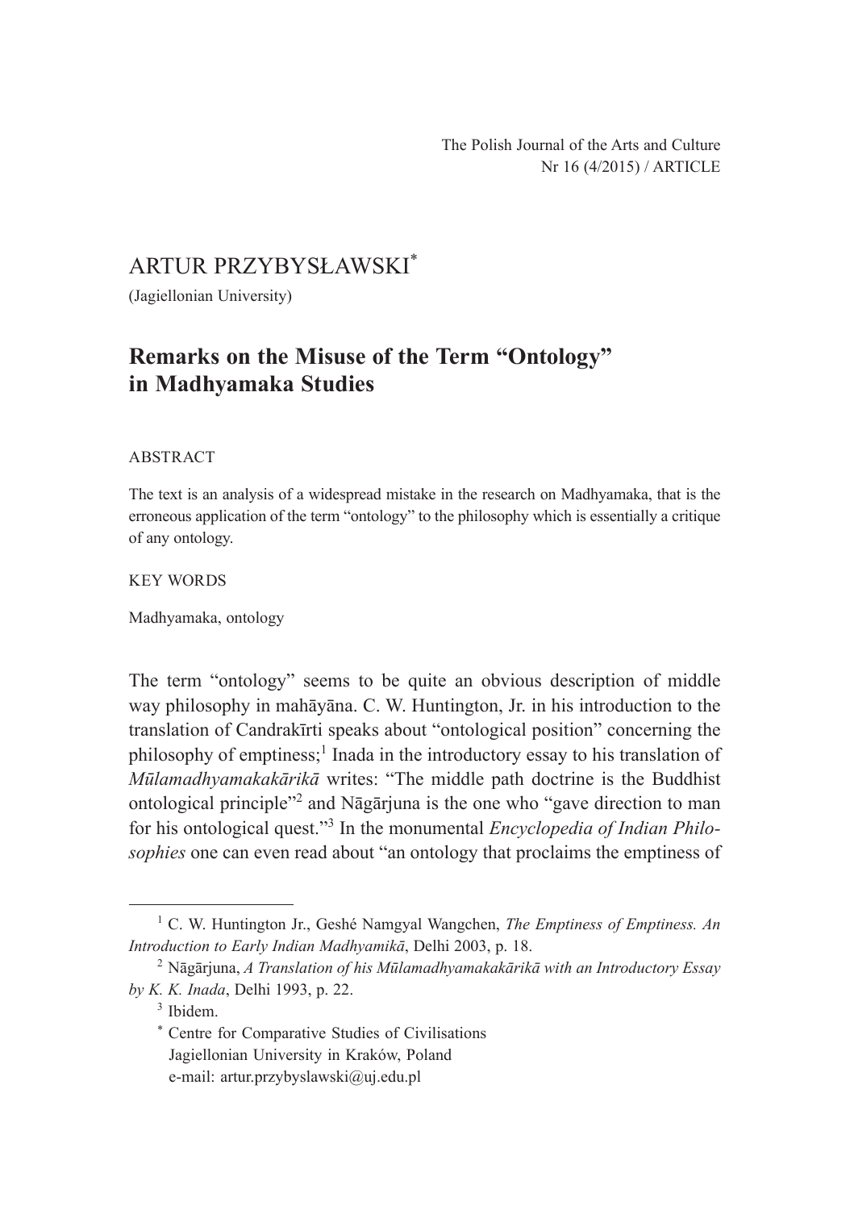# ARTUR PRZYBYSŁAWSKI[*]

(Jagiellonian University)

## Remarks on the Misuse of the Term "Ontology" in Madhyamaka Studies

ABSTRACT

The text is an analysis of a widespread mistake in the research on Madhyamaka, that is the erroneous application of the term "ontology" to the philosophy which is essentially a critique of any ontology.

KEY WORDS

Madhyamaka, ontology

The term "ontology" seems to be quite an obvious description of middle way philosophy in mahāyāna. C. W. Huntington, Jr. in his introduction to the translation of Candrakīrti speaks about "ontological position" concerning the philosophy of emptiness;[1] Inada in the introductory essay to his translation of *Mūlamadhyamakakārikā* writes: "The middle path doctrine is the Buddhist ontological principle"[2] and Nāgārjuna is the one who "gave direction to man for his ontological quest."[3] In the monumental *Encyclopedia of Indian Philosophies* one can even read about "an ontology that proclaims the emptiness of

---

[1] C. W. Huntington Jr., Geshé Namgyal Wangchen, *The Emptiness of Emptiness. An Introduction to Early Indian Madhyamikā*, Delhi 2003, p. 18.

[2] Nāgārjuna, *A Translation of his Mūlamadhyamakakārikā with an Introductory Essay by K. K. Inada*, Delhi 1993, p. 22.

[3] Ibidem.

[*] Centre for Comparative Studies of Civilisations
Jagiellonian University in Kraków, Poland
e-mail: artur.przybyslawski@uj.edu.pl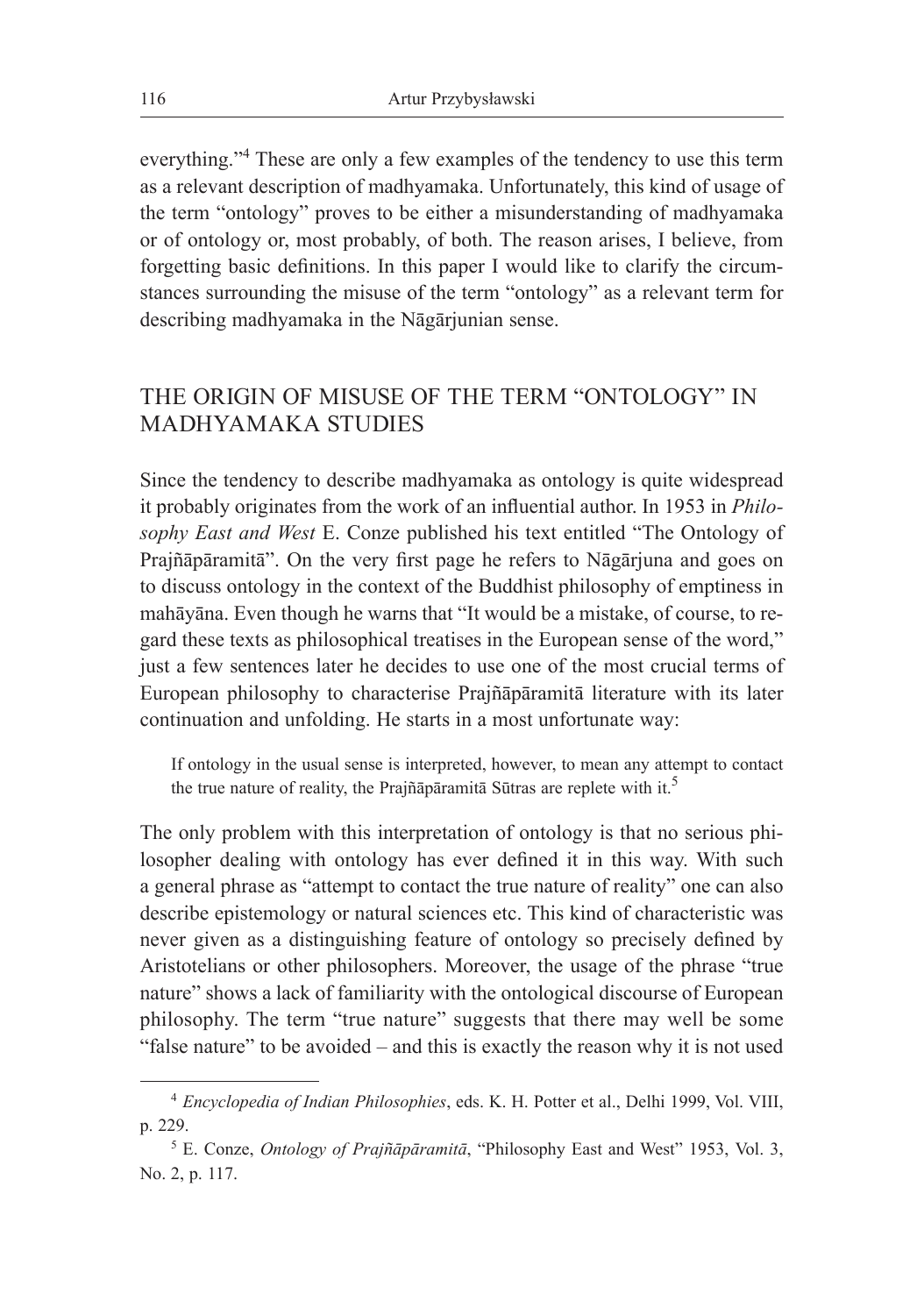everything."[4] These are only a few examples of the tendency to use this term as a relevant description of madhyamaka. Unfortunately, this kind of usage of the term "ontology" proves to be either a misunderstanding of madhyamaka or of ontology or, most probably, of both. The reason arises, I believe, from forgetting basic definitions. In this paper I would like to clarify the circumstances surrounding the misuse of the term "ontology" as a relevant term for describing madhyamaka in the Nāgārjunian sense.

## THE ORIGIN OF MISUSE OF THE TERM "ONTOLOGY" IN MADHYAMAKA STUDIES

Since the tendency to describe madhyamaka as ontology is quite widespread it probably originates from the work of an influential author. In 1953 in *Philosophy East and West* E. Conze published his text entitled "The Ontology of Prajñāpāramitā". On the very first page he refers to Nāgārjuna and goes on to discuss ontology in the context of the Buddhist philosophy of emptiness in mahāyāna. Even though he warns that "It would be a mistake, of course, to regard these texts as philosophical treatises in the European sense of the word," just a few sentences later he decides to use one of the most crucial terms of European philosophy to characterise Prajñāpāramitā literature with its later continuation and unfolding. He starts in a most unfortunate way:

> If ontology in the usual sense is interpreted, however, to mean any attempt to contact the true nature of reality, the Prajñāpāramitā Sūtras are replete with it.[5]

The only problem with this interpretation of ontology is that no serious philosopher dealing with ontology has ever defined it in this way. With such a general phrase as "attempt to contact the true nature of reality" one can also describe epistemology or natural sciences etc. This kind of characteristic was never given as a distinguishing feature of ontology so precisely defined by Aristotelians or other philosophers. Moreover, the usage of the phrase "true nature" shows a lack of familiarity with the ontological discourse of European philosophy. The term "true nature" suggests that there may well be some "false nature" to be avoided – and this is exactly the reason why it is not used

---

[4] *Encyclopedia of Indian Philosophies*, eds. K. H. Potter et al., Delhi 1999, Vol. VIII, p. 229.

[5] E. Conze, *Ontology of Prajñāpāramitā*, "Philosophy East and West" 1953, Vol. 3, No. 2, p. 117.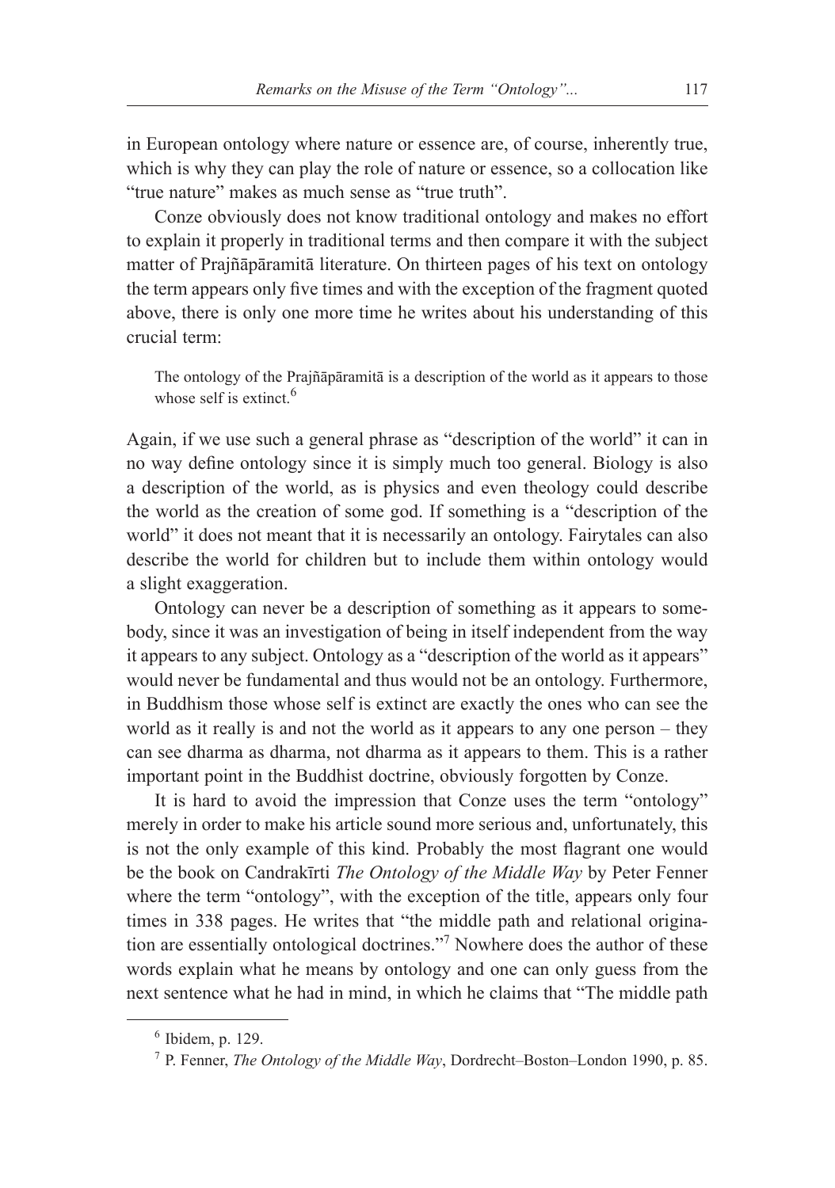in European ontology where nature or essence are, of course, inherently true, which is why they can play the role of nature or essence, so a collocation like "true nature" makes as much sense as "true truth".

Conze obviously does not know traditional ontology and makes no effort to explain it properly in traditional terms and then compare it with the subject matter of Prajñāpāramitā literature. On thirteen pages of his text on ontology the term appears only five times and with the exception of the fragment quoted above, there is only one more time he writes about his understanding of this crucial term:

> The ontology of the Prajñāpāramitā is a description of the world as it appears to those whose self is extinct.[6]

Again, if we use such a general phrase as "description of the world" it can in no way define ontology since it is simply much too general. Biology is also a description of the world, as is physics and even theology could describe the world as the creation of some god. If something is a "description of the world" it does not meant that it is necessarily an ontology. Fairytales can also describe the world for children but to include them within ontology would a slight exaggeration.

Ontology can never be a description of something as it appears to somebody, since it was an investigation of being in itself independent from the way it appears to any subject. Ontology as a "description of the world as it appears" would never be fundamental and thus would not be an ontology. Furthermore, in Buddhism those whose self is extinct are exactly the ones who can see the world as it really is and not the world as it appears to any one person – they can see dharma as dharma, not dharma as it appears to them. This is a rather important point in the Buddhist doctrine, obviously forgotten by Conze.

It is hard to avoid the impression that Conze uses the term "ontology" merely in order to make his article sound more serious and, unfortunately, this is not the only example of this kind. Probably the most flagrant one would be the book on Candrakīrti *The Ontology of the Middle Way* by Peter Fenner where the term "ontology", with the exception of the title, appears only four times in 338 pages. He writes that "the middle path and relational origination are essentially ontological doctrines."[7] Nowhere does the author of these words explain what he means by ontology and one can only guess from the next sentence what he had in mind, in which he claims that "The middle path

---

[6] Ibidem, p. 129.

[7] P. Fenner, *The Ontology of the Middle Way*, Dordrecht–Boston–London 1990, p. 85.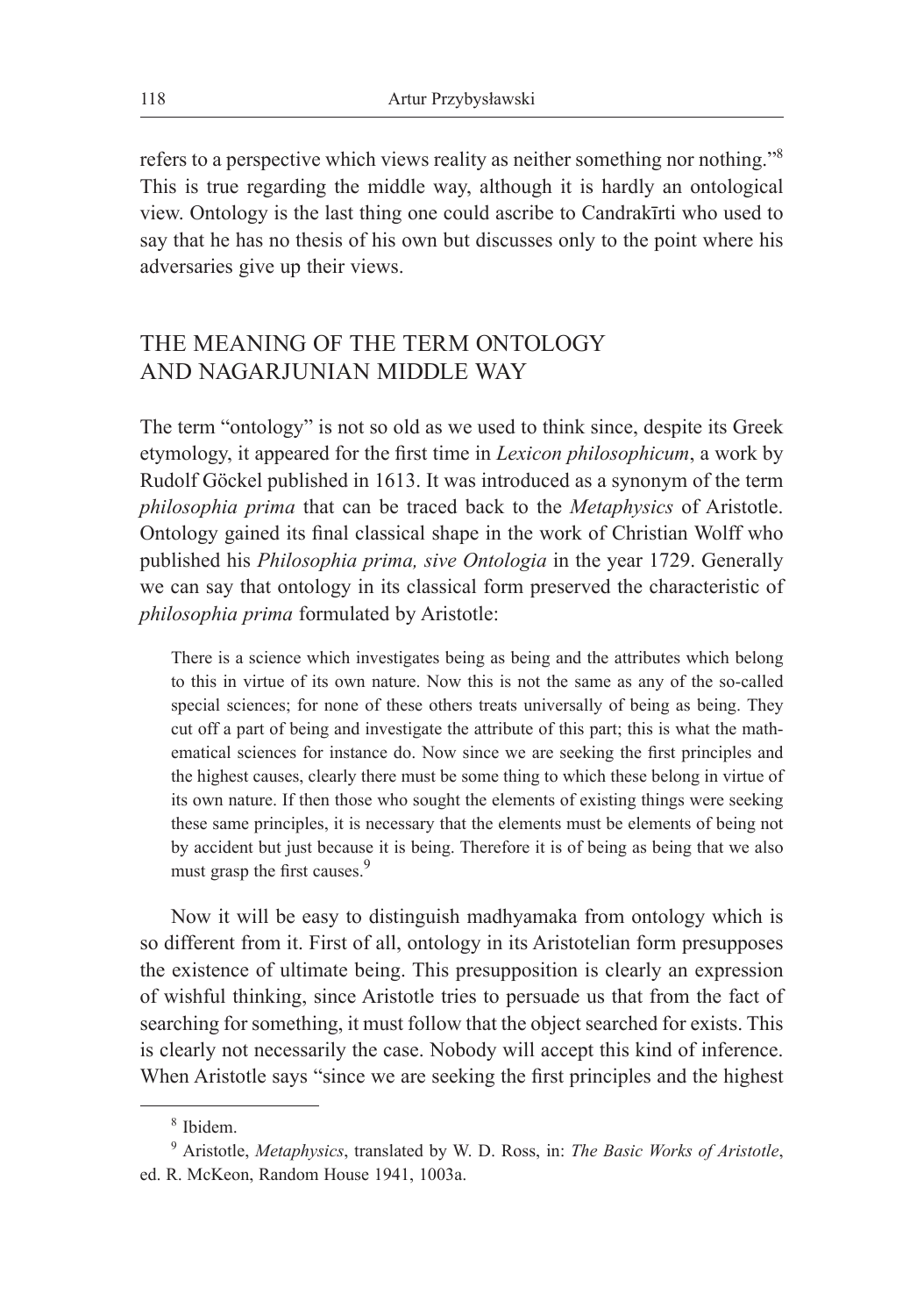refers to a perspective which views reality as neither something nor nothing."[8] This is true regarding the middle way, although it is hardly an ontological view. Ontology is the last thing one could ascribe to Candrakīrti who used to say that he has no thesis of his own but discusses only to the point where his adversaries give up their views.

## THE MEANING OF THE TERM ONTOLOGY AND NAGARJUNIAN MIDDLE WAY

The term "ontology" is not so old as we used to think since, despite its Greek etymology, it appeared for the first time in *Lexicon philosophicum*, a work by Rudolf Göckel published in 1613. It was introduced as a synonym of the term *philosophia prima* that can be traced back to the *Metaphysics* of Aristotle. Ontology gained its final classical shape in the work of Christian Wolff who published his *Philosophia prima, sive Ontologia* in the year 1729. Generally we can say that ontology in its classical form preserved the characteristic of *philosophia prima* formulated by Aristotle:

> There is a science which investigates being as being and the attributes which belong to this in virtue of its own nature. Now this is not the same as any of the so-called special sciences; for none of these others treats universally of being as being. They cut off a part of being and investigate the attribute of this part; this is what the mathematical sciences for instance do. Now since we are seeking the first principles and the highest causes, clearly there must be some thing to which these belong in virtue of its own nature. If then those who sought the elements of existing things were seeking these same principles, it is necessary that the elements must be elements of being not by accident but just because it is being. Therefore it is of being as being that we also must grasp the first causes.[9]

Now it will be easy to distinguish madhyamaka from ontology which is so different from it. First of all, ontology in its Aristotelian form presupposes the existence of ultimate being. This presupposition is clearly an expression of wishful thinking, since Aristotle tries to persuade us that from the fact of searching for something, it must follow that the object searched for exists. This is clearly not necessarily the case. Nobody will accept this kind of inference. When Aristotle says "since we are seeking the first principles and the highest

---

[8] Ibidem.

[9] Aristotle, *Metaphysics*, translated by W. D. Ross, in: *The Basic Works of Aristotle*, ed. R. McKeon, Random House 1941, 1003a.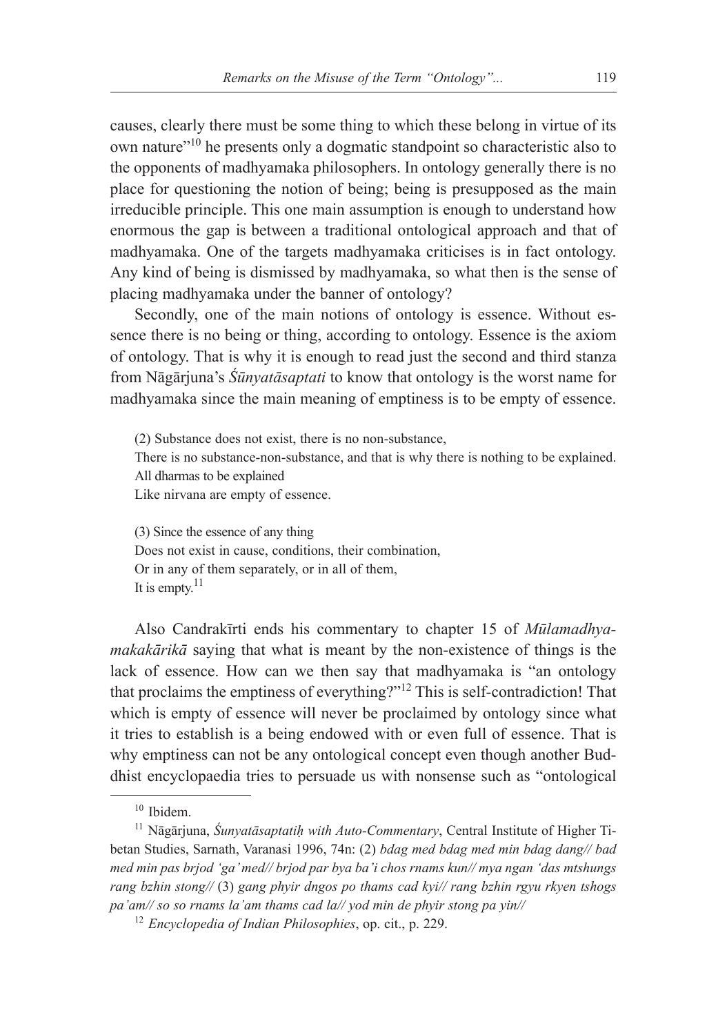causes, clearly there must be some thing to which these belong in virtue of its own nature"[10] he presents only a dogmatic standpoint so characteristic also to the opponents of madhyamaka philosophers. In ontology generally there is no place for questioning the notion of being; being is presupposed as the main irreducible principle. This one main assumption is enough to understand how enormous the gap is between a traditional ontological approach and that of madhyamaka. One of the targets madhyamaka criticises is in fact ontology. Any kind of being is dismissed by madhyamaka, so what then is the sense of placing madhyamaka under the banner of ontology?

Secondly, one of the main notions of ontology is essence. Without essence there is no being or thing, according to ontology. Essence is the axiom of ontology. That is why it is enough to read just the second and third stanza from Nāgārjuna's *Śūnyatāsaptati* to know that ontology is the worst name for madhyamaka since the main meaning of emptiness is to be empty of essence.

> (2) Substance does not exist, there is no non-substance,
> There is no substance-non-substance, and that is why there is nothing to be explained.
> All dharmas to be explained
> Like nirvana are empty of essence.
>
> (3) Since the essence of any thing
> Does not exist in cause, conditions, their combination,
> Or in any of them separately, or in all of them,
> It is empty.[11]

Also Candrakīrti ends his commentary to chapter 15 of *Mūlamadhyamakakārikā* saying that what is meant by the non-existence of things is the lack of essence. How can we then say that madhyamaka is "an ontology that proclaims the emptiness of everything?"[12] This is self-contradiction! That which is empty of essence will never be proclaimed by ontology since what it tries to establish is a being endowed with or even full of essence. That is why emptiness can not be any ontological concept even though another Buddhist encyclopaedia tries to persuade us with nonsense such as "ontological

---

[10] Ibidem.

[11] Nāgārjuna, *Śunyatāsaptatiḥ with Auto-Commentary*, Central Institute of Higher Tibetan Studies, Sarnath, Varanasi 1996, 74n: (2) *bdag med bdag med min bdag dang// bad med min pas brjod 'ga' med// brjod par bya ba'i chos rnams kun// mya ngan 'das mtshungs rang bzhin stong//* (3) *gang phyir dngos po thams cad kyi// rang bzhin rgyu rkyen tshogs pa'am// so so rnams la'am thams cad la// yod min de phyir stong pa yin//*

[12] *Encyclopedia of Indian Philosophies*, op. cit., p. 229.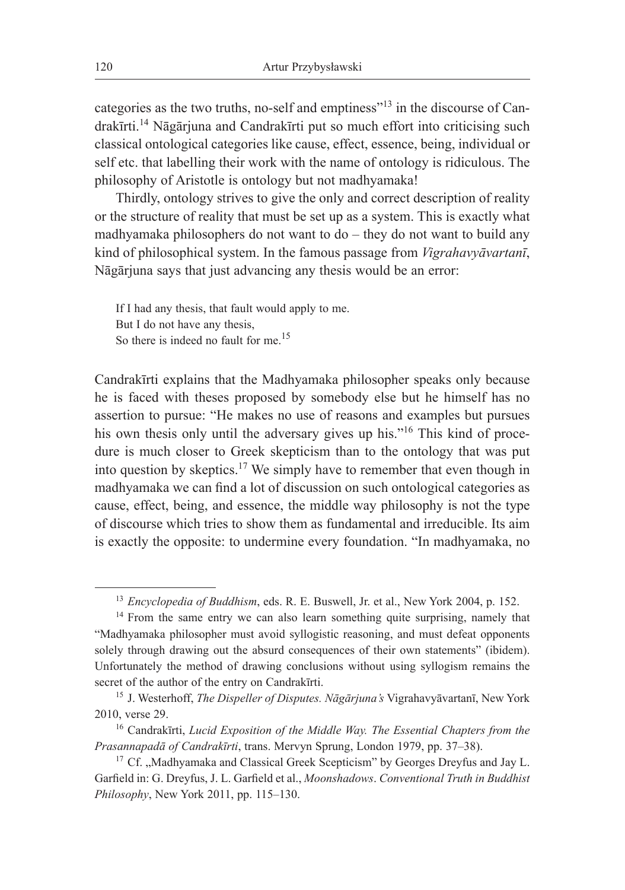categories as the two truths, no-self and emptiness"[13] in the discourse of Candrakīrti.[14] Nāgārjuna and Candrakīrti put so much effort into criticising such classical ontological categories like cause, effect, essence, being, individual or self etc. that labelling their work with the name of ontology is ridiculous. The philosophy of Aristotle is ontology but not madhyamaka!

Thirdly, ontology strives to give the only and correct description of reality or the structure of reality that must be set up as a system. This is exactly what madhyamaka philosophers do not want to do – they do not want to build any kind of philosophical system. In the famous passage from *Vigrahavyāvartanī*, Nāgārjuna says that just advancing any thesis would be an error:

> If I had any thesis, that fault would apply to me.
> But I do not have any thesis,
> So there is indeed no fault for me.[15]

Candrakīrti explains that the Madhyamaka philosopher speaks only because he is faced with theses proposed by somebody else but he himself has no assertion to pursue: "He makes no use of reasons and examples but pursues his own thesis only until the adversary gives up his."[16] This kind of procedure is much closer to Greek skepticism than to the ontology that was put into question by skeptics.[17] We simply have to remember that even though in madhyamaka we can find a lot of discussion on such ontological categories as cause, effect, being, and essence, the middle way philosophy is not the type of discourse which tries to show them as fundamental and irreducible. Its aim is exactly the opposite: to undermine every foundation. "In madhyamaka, no

---

[13] *Encyclopedia of Buddhism*, eds. R. E. Buswell, Jr. et al., New York 2004, p. 152.

[14] From the same entry we can also learn something quite surprising, namely that "Madhyamaka philosopher must avoid syllogistic reasoning, and must defeat opponents solely through drawing out the absurd consequences of their own statements" (ibidem). Unfortunately the method of drawing conclusions without using syllogism remains the secret of the author of the entry on Candrakīrti.

[15] J. Westerhoff, *The Dispeller of Disputes. Nāgārjuna's* Vigrahavyāvartanī, New York 2010, verse 29.

[16] Candrakīrti, *Lucid Exposition of the Middle Way. The Essential Chapters from the Prasannapadā of Candrakīrti*, trans. Mervyn Sprung, London 1979, pp. 37–38).

[17] Cf. „Madhyamaka and Classical Greek Scepticism" by Georges Dreyfus and Jay L. Garfield in: G. Dreyfus, J. L. Garfield et al., *Moonshadows*. *Conventional Truth in Buddhist Philosophy*, New York 2011, pp. 115–130.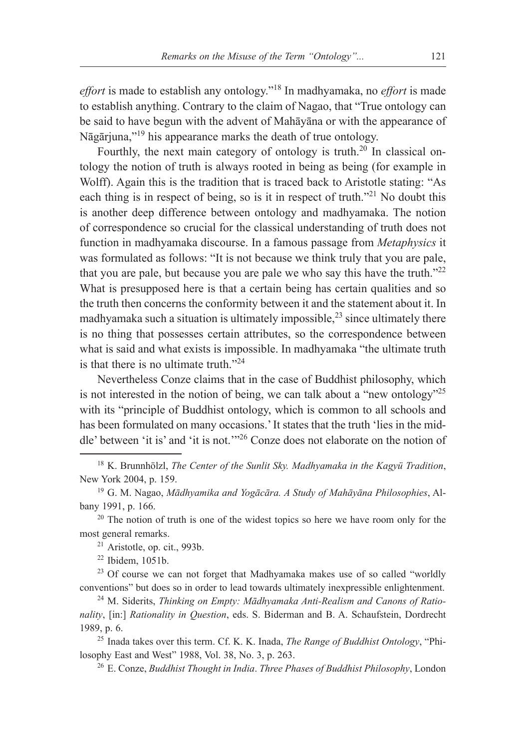*effort* is made to establish any ontology."[18] In madhyamaka, no *effort* is made to establish anything. Contrary to the claim of Nagao, that "True ontology can be said to have begun with the advent of Mahāyāna or with the appearance of Nāgārjuna,"[19] his appearance marks the death of true ontology.

Fourthly, the next main category of ontology is truth.[20] In classical ontology the notion of truth is always rooted in being as being (for example in Wolff). Again this is the tradition that is traced back to Aristotle stating: "As each thing is in respect of being, so is it in respect of truth."[21] No doubt this is another deep difference between ontology and madhyamaka. The notion of correspondence so crucial for the classical understanding of truth does not function in madhyamaka discourse. In a famous passage from *Metaphysics* it was formulated as follows: "It is not because we think truly that you are pale, that you are pale, but because you are pale we who say this have the truth."[22] What is presupposed here is that a certain being has certain qualities and so the truth then concerns the conformity between it and the statement about it. In madhyamaka such a situation is ultimately impossible,[23] since ultimately there is no thing that possesses certain attributes, so the correspondence between what is said and what exists is impossible. In madhyamaka "the ultimate truth is that there is no ultimate truth."[24]

Nevertheless Conze claims that in the case of Buddhist philosophy, which is not interested in the notion of being, we can talk about a "new ontology"[25] with its "principle of Buddhist ontology, which is common to all schools and has been formulated on many occasions.' It states that the truth 'lies in the middle' between 'it is' and 'it is not.'"[26] Conze does not elaborate on the notion of

---

[18] K. Brunnhölzl, *The Center of the Sunlit Sky. Madhyamaka in the Kagyü Tradition*, New York 2004, p. 159.

[19] G. M. Nagao, *Mādhyamika and Yogācāra. A Study of Mahāyāna Philosophies*, Albany 1991, p. 166.

[20] The notion of truth is one of the widest topics so here we have room only for the most general remarks.

[21] Aristotle, op. cit., 993b.

[22] Ibidem, 1051b.

[23] Of course we can not forget that Madhyamaka makes use of so called "worldly conventions" but does so in order to lead towards ultimately inexpressible enlightenment.

[24] M. Siderits, *Thinking on Empty: Mādhyamaka Anti-Realism and Canons of Rationality*, [in:] *Rationality in Question*, eds. S. Biderman and B. A. Schaufstein, Dordrecht 1989, p. 6.

[25] Inada takes over this term. Cf. K. K. Inada, *The Range of Buddhist Ontology*, "Philosophy East and West" 1988, Vol. 38, No. 3, p. 263.

[26] E. Conze, *Buddhist Thought in India*. *Three Phases of Buddhist Philosophy*, London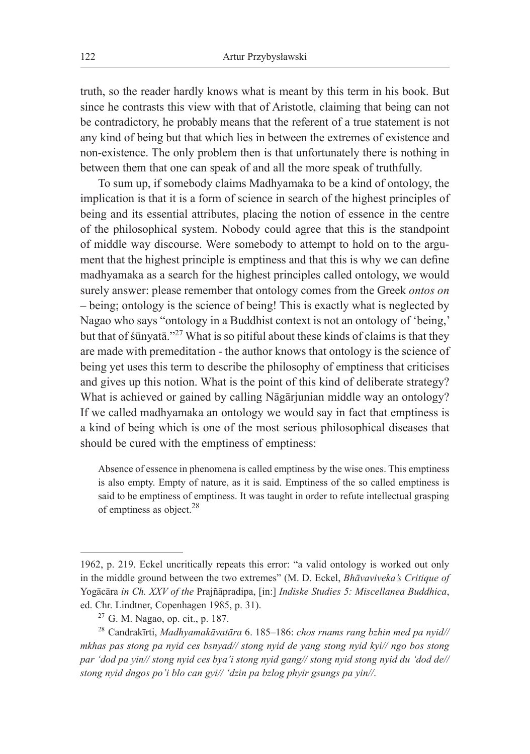truth, so the reader hardly knows what is meant by this term in his book. But since he contrasts this view with that of Aristotle, claiming that being can not be contradictory, he probably means that the referent of a true statement is not any kind of being but that which lies in between the extremes of existence and non-existence. The only problem then is that unfortunately there is nothing in between them that one can speak of and all the more speak of truthfully.

To sum up, if somebody claims Madhyamaka to be a kind of ontology, the implication is that it is a form of science in search of the highest principles of being and its essential attributes, placing the notion of essence in the centre of the philosophical system. Nobody could agree that this is the standpoint of middle way discourse. Were somebody to attempt to hold on to the argument that the highest principle is emptiness and that this is why we can define madhyamaka as a search for the highest principles called ontology, we would surely answer: please remember that ontology comes from the Greek *ontos on* – being; ontology is the science of being! This is exactly what is neglected by Nagao who says "ontology in a Buddhist context is not an ontology of 'being,' but that of śūnyatā."[27] What is so pitiful about these kinds of claims is that they are made with premeditation - the author knows that ontology is the science of being yet uses this term to describe the philosophy of emptiness that criticises and gives up this notion. What is the point of this kind of deliberate strategy? What is achieved or gained by calling Nāgārjunian middle way an ontology? If we called madhyamaka an ontology we would say in fact that emptiness is a kind of being which is one of the most serious philosophical diseases that should be cured with the emptiness of emptiness:

> Absence of essence in phenomena is called emptiness by the wise ones. This emptiness is also empty. Empty of nature, as it is said. Emptiness of the so called emptiness is said to be emptiness of emptiness. It was taught in order to refute intellectual grasping of emptiness as object.[28]

---

1962, p. 219. Eckel uncritically repeats this error: "a valid ontology is worked out only in the middle ground between the two extremes" (M. D. Eckel, *Bhāvaviveka's Critique of* Yogācāra *in Ch. XXV of the* Prajñāpradipa, [in:] *Indiske Studies 5: Miscellanea Buddhica*, ed. Chr. Lindtner, Copenhagen 1985, p. 31).

[27] G. M. Nagao, op. cit., p. 187.

[28] Candrakīrti, *Madhyamakāvatāra* 6. 185–186: *chos rnams rang bzhin med pa nyid// mkhas pas stong pa nyid ces bsnyad// stong nyid de yang stong nyid kyi// ngo bos stong par 'dod pa yin// stong nyid ces bya'i stong nyid gang// stong nyid stong nyid du 'dod de// stong nyid dngos po'i blo can gyi// 'dzin pa bzlog phyir gsungs pa yin//*.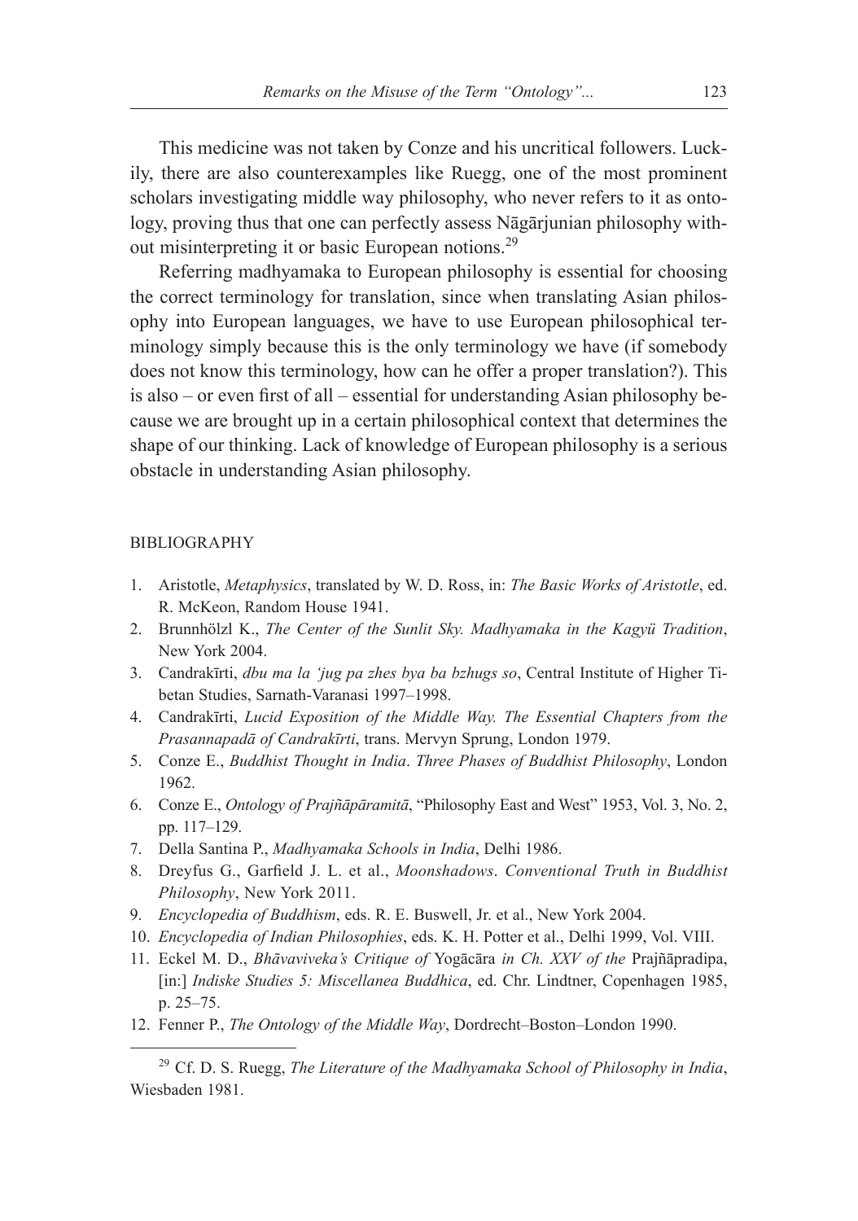This medicine was not taken by Conze and his uncritical followers. Luckily, there are also counterexamples like Ruegg, one of the most prominent scholars investigating middle way philosophy, who never refers to it as ontology, proving thus that one can perfectly assess Nāgārjunian philosophy without misinterpreting it or basic European notions.[29]

Referring madhyamaka to European philosophy is essential for choosing the correct terminology for translation, since when translating Asian philosophy into European languages, we have to use European philosophical terminology simply because this is the only terminology we have (if somebody does not know this terminology, how can he offer a proper translation?). This is also – or even first of all – essential for understanding Asian philosophy because we are brought up in a certain philosophical context that determines the shape of our thinking. Lack of knowledge of European philosophy is a serious obstacle in understanding Asian philosophy.

## BIBLIOGRAPHY

1. Aristotle, *Metaphysics*, translated by W. D. Ross, in: *The Basic Works of Aristotle*, ed. R. McKeon, Random House 1941.
2. Brunnhölzl K., *The Center of the Sunlit Sky. Madhyamaka in the Kagyü Tradition*, New York 2004.
3. Candrakīrti, *dbu ma la 'jug pa zhes bya ba bzhugs so*, Central Institute of Higher Tibetan Studies, Sarnath-Varanasi 1997–1998.
4. Candrakīrti, *Lucid Exposition of the Middle Way. The Essential Chapters from the Prasannapadā of Candrakīrti*, trans. Mervyn Sprung, London 1979.
5. Conze E., *Buddhist Thought in India*. *Three Phases of Buddhist Philosophy*, London 1962.
6. Conze E., *Ontology of Prajñāpāramitā*, "Philosophy East and West" 1953, Vol. 3, No. 2, pp. 117–129.
7. Della Santina P., *Madhyamaka Schools in India*, Delhi 1986.
8. Dreyfus G., Garfield J. L. et al., *Moonshadows*. *Conventional Truth in Buddhist Philosophy*, New York 2011.
9. *Encyclopedia of Buddhism*, eds. R. E. Buswell, Jr. et al., New York 2004.
10. *Encyclopedia of Indian Philosophies*, eds. K. H. Potter et al., Delhi 1999, Vol. VIII.
11. Eckel M. D., *Bhāvaviveka's Critique of* Yogācāra *in Ch. XXV of the* Prajñāpradipa, [in:] *Indiske Studies 5: Miscellanea Buddhica*, ed. Chr. Lindtner, Copenhagen 1985, p. 25–75.
12. Fenner P., *The Ontology of the Middle Way*, Dordrecht–Boston–London 1990.

[29] Cf. D. S. Ruegg, *The Literature of the Madhyamaka School of Philosophy in India*, Wiesbaden 1981.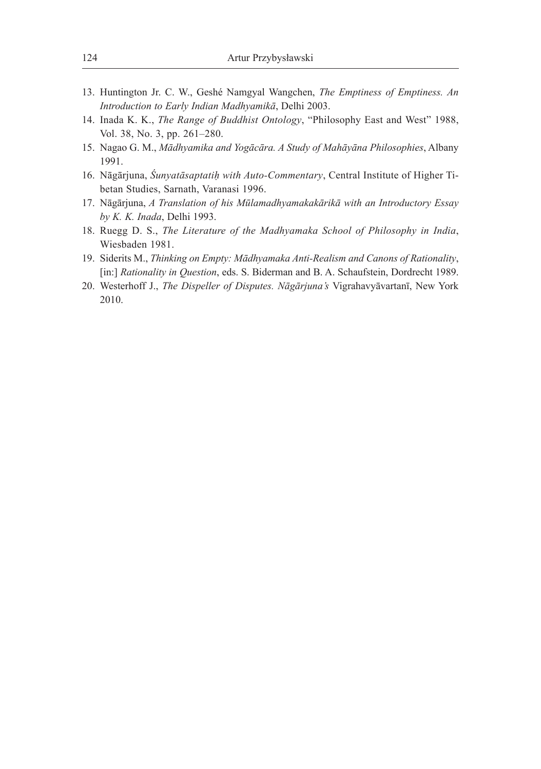13. Huntington Jr. C. W., Geshé Namgyal Wangchen, *The Emptiness of Emptiness. An Introduction to Early Indian Madhyamikā*, Delhi 2003.
14. Inada K. K., *The Range of Buddhist Ontology*, "Philosophy East and West" 1988, Vol. 38, No. 3, pp. 261–280.
15. Nagao G. M., *Mādhyamika and Yogācāra. A Study of Mahāyāna Philosophies*, Albany 1991.
16. Nāgārjuna, *Śunyatāsaptatiḥ with Auto-Commentary*, Central Institute of Higher Tibetan Studies, Sarnath, Varanasi 1996.
17. Nāgārjuna, *A Translation of his Mūlamadhyamakakārikā with an Introductory Essay by K. K. Inada*, Delhi 1993.
18. Ruegg D. S., *The Literature of the Madhyamaka School of Philosophy in India*, Wiesbaden 1981.
19. Siderits M., *Thinking on Empty: Mādhyamaka Anti-Realism and Canons of Rationality*, [in:] *Rationality in Question*, eds. S. Biderman and B. A. Schaufstein, Dordrecht 1989.
20. Westerhoff J., *The Dispeller of Disputes. Nāgārjuna's* Vigrahavyāvartanī, New York 2010.